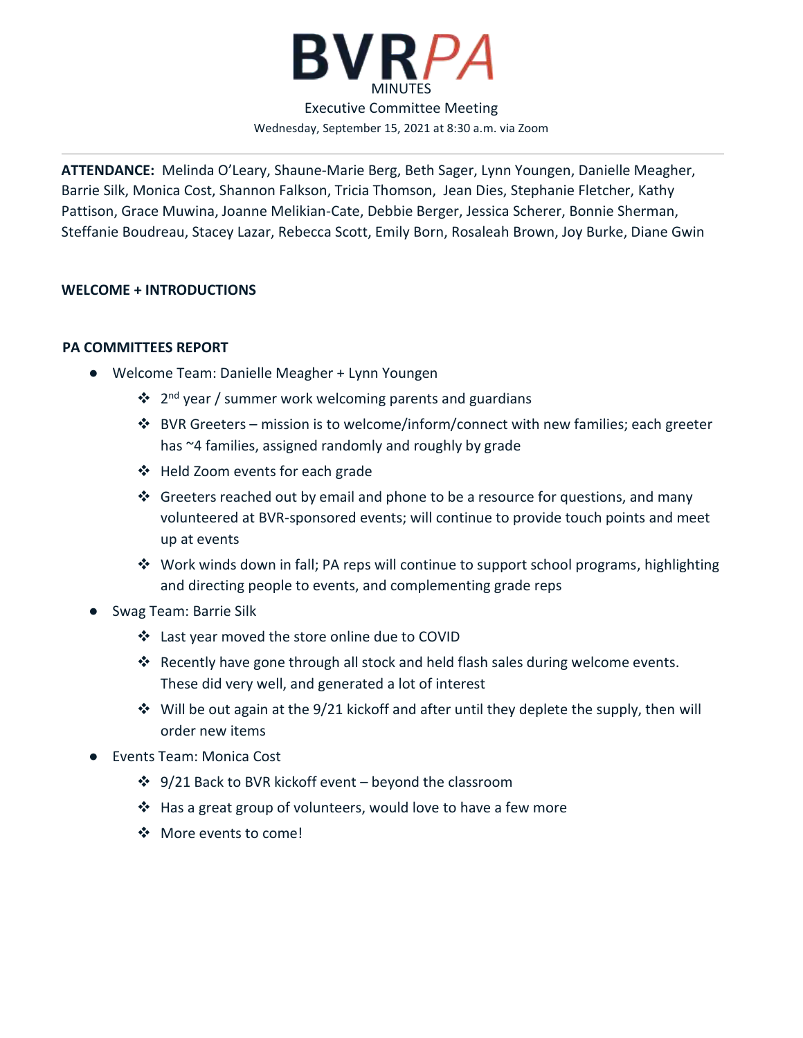# BVRPA

MINUTES

Executive Committee Meeting

Wednesday, September 15, 2021 at 8:30 a.m. via Zoom

---

**ATTENDANCE:** Melinda O'Leary, Shaune-Marie Berg, Beth Sager, Lynn Youngen, Danielle Meagher, Barrie Silk, Monica Cost, Shannon Falkson, Tricia Thomson, Jean Dies, Stephanie Fletcher, Kathy Pattison, Grace Muwina, Joanne Melikian-Cate, Debbie Berger, Jessica Scherer, Bonnie Sherman, Steffanie Boudreau, Stacey Lazar, Rebecca Scott, Emily Born, Rosaleah Brown, Joy Burke, Diane Gwin

**WELCOME + INTRODUCTIONS**

**PA COMMITTEES REPORT**

- Welcome Team: Danielle Meagher + Lynn Youngen
  - 2nd year / summer work welcoming parents and guardians
  - BVR Greeters – mission is to welcome/inform/connect with new families; each greeter has ~4 families, assigned randomly and roughly by grade
  - Held Zoom events for each grade
  - Greeters reached out by email and phone to be a resource for questions, and many volunteered at BVR-sponsored events; will continue to provide touch points and meet up at events
  - Work winds down in fall; PA reps will continue to support school programs, highlighting and directing people to events, and complementing grade reps
- Swag Team: Barrie Silk
  - Last year moved the store online due to COVID
  - Recently have gone through all stock and held flash sales during welcome events. These did very well, and generated a lot of interest
  - Will be out again at the 9/21 kickoff and after until they deplete the supply, then will order new items
- Events Team: Monica Cost
  - 9/21 Back to BVR kickoff event – beyond the classroom
  - Has a great group of volunteers, would love to have a few more
  - More events to come!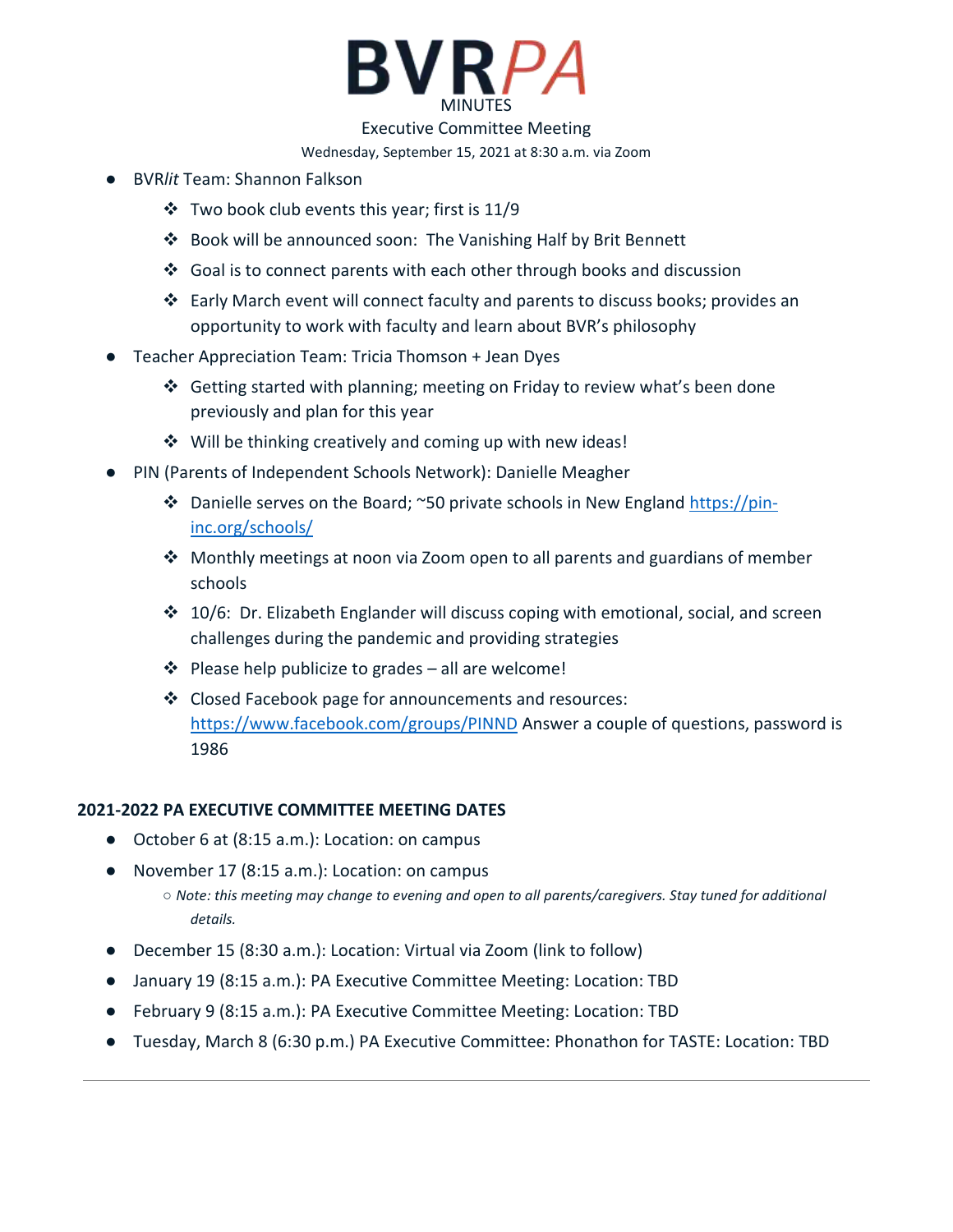# BVR*PA*

MINUTES

Executive Committee Meeting

Wednesday, September 15, 2021 at 8:30 a.m. via Zoom

- BVR*lit* Team: Shannon Falkson
  - Two book club events this year; first is 11/9
  - Book will be announced soon: The Vanishing Half by Brit Bennett
  - Goal is to connect parents with each other through books and discussion
  - Early March event will connect faculty and parents to discuss books; provides an opportunity to work with faculty and learn about BVR's philosophy
- Teacher Appreciation Team: Tricia Thomson + Jean Dyes
  - Getting started with planning; meeting on Friday to review what's been done previously and plan for this year
  - Will be thinking creatively and coming up with new ideas!
- PIN (Parents of Independent Schools Network): Danielle Meagher
  - Danielle serves on the Board; ~50 private schools in New England https://pin-inc.org/schools/
  - Monthly meetings at noon via Zoom open to all parents and guardians of member schools
  - 10/6: Dr. Elizabeth Englander will discuss coping with emotional, social, and screen challenges during the pandemic and providing strategies
  - Please help publicize to grades – all are welcome!
  - Closed Facebook page for announcements and resources: https://www.facebook.com/groups/PINND Answer a couple of questions, password is 1986

**2021-2022 PA EXECUTIVE COMMITTEE MEETING DATES**

- October 6 at (8:15 a.m.): Location: on campus
- November 17 (8:15 a.m.): Location: on campus
  - *Note: this meeting may change to evening and open to all parents/caregivers. Stay tuned for additional details.*
- December 15 (8:30 a.m.): Location: Virtual via Zoom (link to follow)
- January 19 (8:15 a.m.): PA Executive Committee Meeting: Location: TBD
- February 9 (8:15 a.m.): PA Executive Committee Meeting: Location: TBD
- Tuesday, March 8 (6:30 p.m.) PA Executive Committee: Phonathon for TASTE: Location: TBD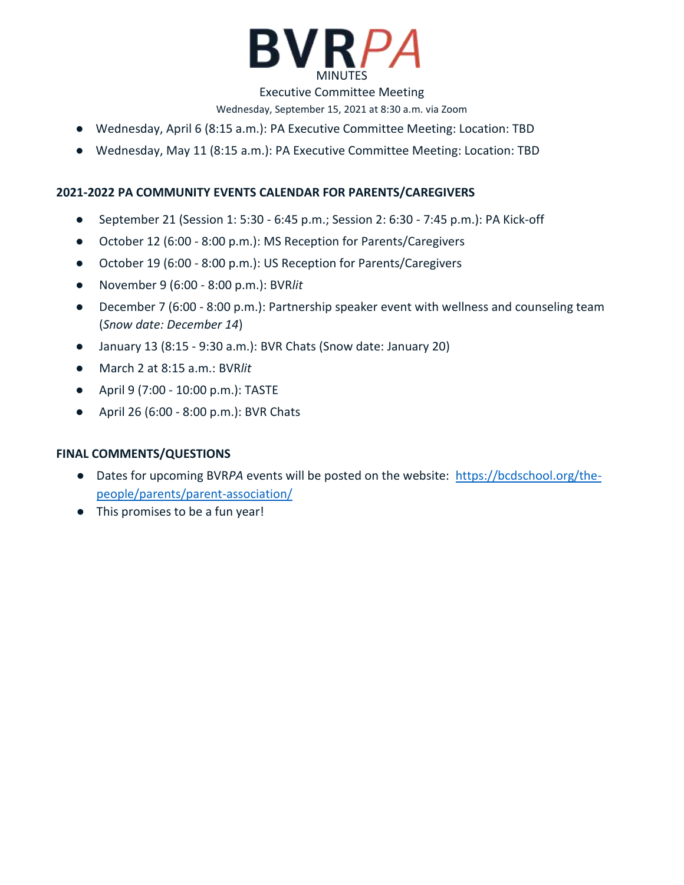- Wednesday, April 6 (8:15 a.m.): PA Executive Committee Meeting: Location: TBD
- Wednesday, May 11 (8:15 a.m.): PA Executive Committee Meeting: Location: TBD

**2021-2022 PA COMMUNITY EVENTS CALENDAR FOR PARENTS/CAREGIVERS**

- September 21 (Session 1: 5:30 - 6:45 p.m.; Session 2: 6:30 - 7:45 p.m.): PA Kick-off
- October 12 (6:00 - 8:00 p.m.): MS Reception for Parents/Caregivers
- October 19 (6:00 - 8:00 p.m.): US Reception for Parents/Caregivers
- November 9 (6:00 - 8:00 p.m.): BVR*lit*
- December 7 (6:00 - 8:00 p.m.): Partnership speaker event with wellness and counseling team (*Snow date: December 14*)
- January 13 (8:15 - 9:30 a.m.): BVR Chats (Snow date: January 20)
- March 2 at 8:15 a.m.: BVR*lit*
- April 9 (7:00 - 10:00 p.m.): TASTE
- April 26 (6:00 - 8:00 p.m.): BVR Chats

**FINAL COMMENTS/QUESTIONS**

- Dates for upcoming BVR*PA* events will be posted on the website: https://bcdschool.org/the-people/parents/parent-association/
- This promises to be a fun year!